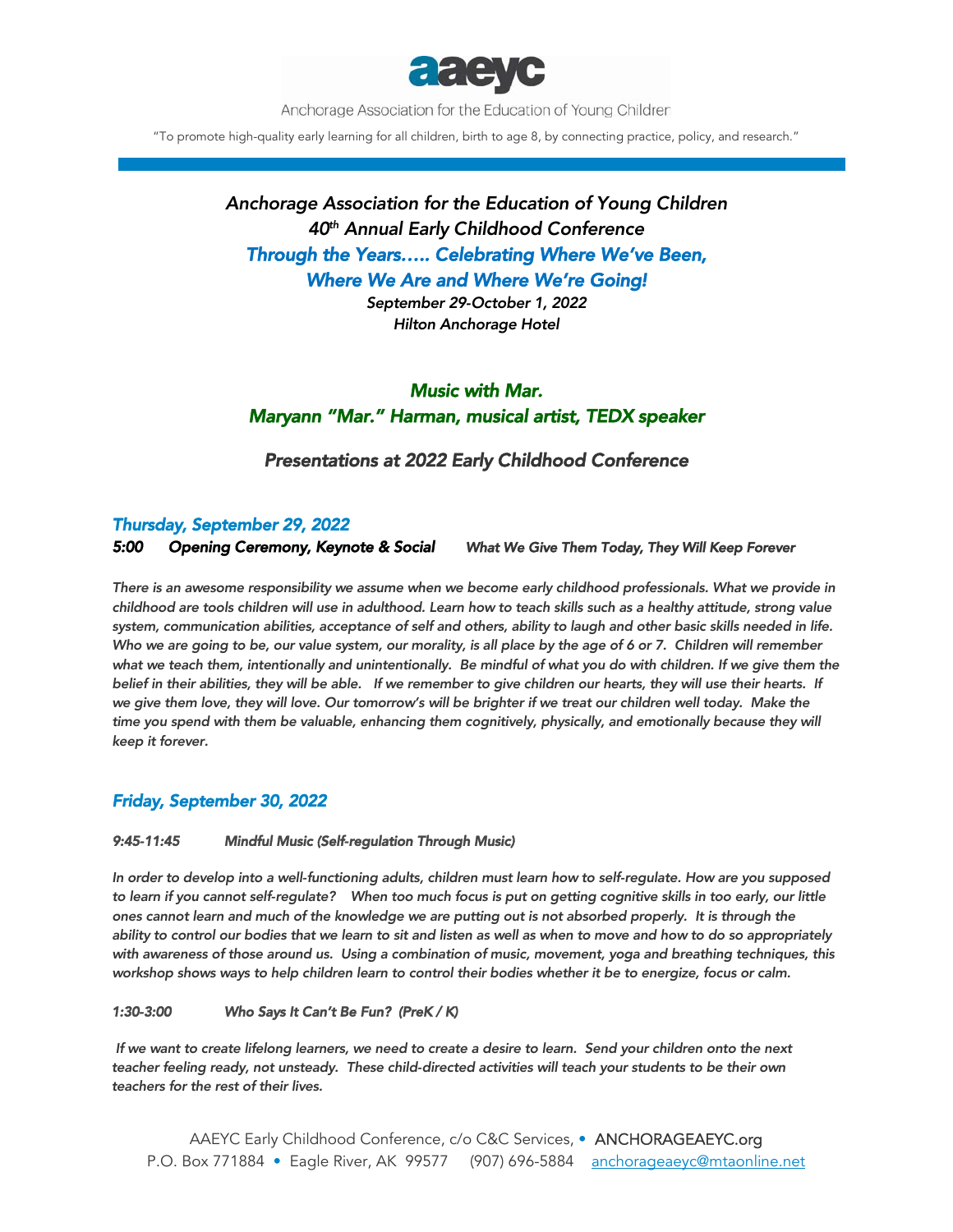**aaeyc**

Anchorage Association for the Education of Young Children

"To promote high-quality early learning for all children, birth to age 8, by connecting practice, policy, and research."

# *Anchorage Association for the Education of Young Children*
# *40th Annual Early Childhood Conference*
## *Through the Years….. Celebrating Where We've Been, Where We Are and Where We're Going!*

*September 29-October 1, 2022*
*Hilton Anchorage Hotel*

## *Music with Mar.*
## *Maryann "Mar." Harman, musical artist, TEDX speaker*

### *Presentations at 2022 Early Childhood Conference*

### *Thursday, September 29, 2022*

***5:00 Opening Ceremony, Keynote & Social*** ***What We Give Them Today, They Will Keep Forever***

*There is an awesome responsibility we assume when we become early childhood professionals. What we provide in childhood are tools children will use in adulthood. Learn how to teach skills such as a healthy attitude, strong value system, communication abilities, acceptance of self and others, ability to laugh and other basic skills needed in life. Who we are going to be, our value system, our morality, is all place by the age of 6 or 7. Children will remember what we teach them, intentionally and unintentionally. Be mindful of what you do with children. If we give them the belief in their abilities, they will be able. If we remember to give children our hearts, they will use their hearts. If we give them love, they will love. Our tomorrow's will be brighter if we treat our children well today. Make the time you spend with them be valuable, enhancing them cognitively, physically, and emotionally because they will keep it forever.*

### *Friday, September 30, 2022*

***9:45-11:45 Mindful Music (Self-regulation Through Music)***

*In order to develop into a well-functioning adults, children must learn how to self-regulate. How are you supposed to learn if you cannot self-regulate? When too much focus is put on getting cognitive skills in too early, our little ones cannot learn and much of the knowledge we are putting out is not absorbed properly. It is through the ability to control our bodies that we learn to sit and listen as well as when to move and how to do so appropriately with awareness of those around us. Using a combination of music, movement, yoga and breathing techniques, this workshop shows ways to help children learn to control their bodies whether it be to energize, focus or calm.*

***1:30-3:00 Who Says It Can't Be Fun? (PreK / K)***

*If we want to create lifelong learners, we need to create a desire to learn. Send your children onto the next teacher feeling ready, not unsteady. These child-directed activities will teach your students to be their own teachers for the rest of their lives.*

AAEYC Early Childhood Conference, c/o C&C Services, • ANCHORAGEAEYC.org
P.O. Box 771884 • Eagle River, AK 99577 (907) 696-5884 anchorageaeyc@mtaonline.net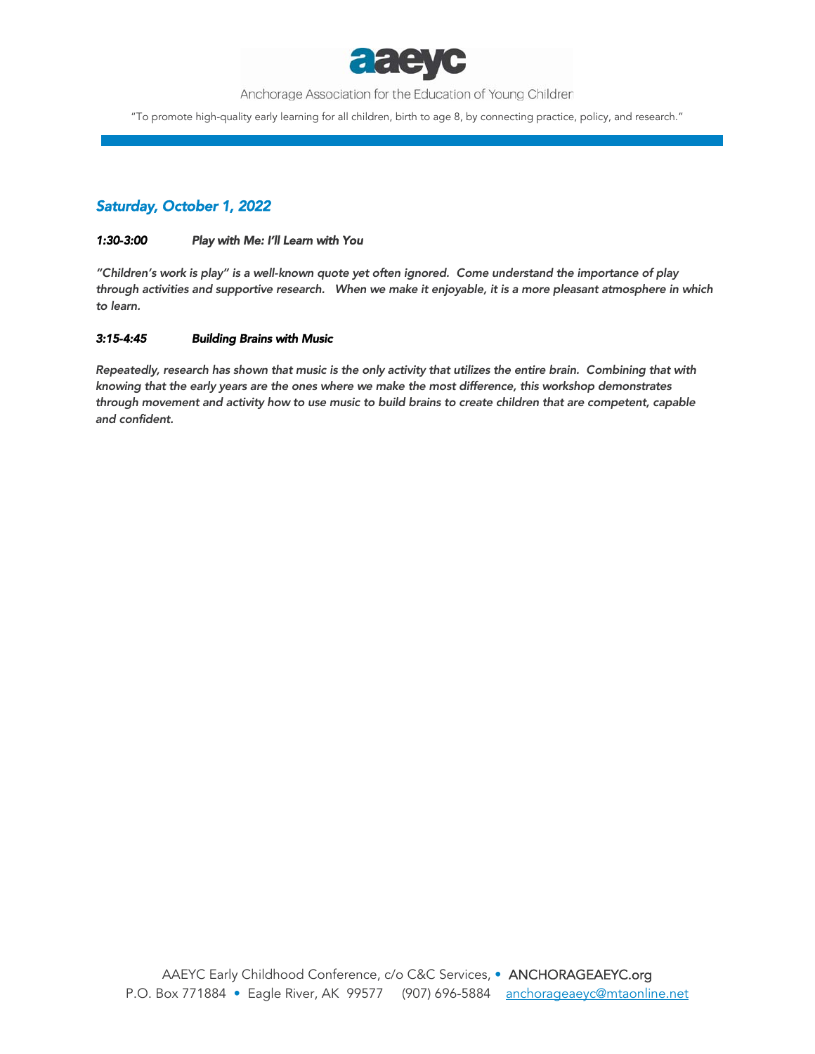## *Saturday, October 1, 2022*

***1:30-3:00 Play with Me: I'll Learn with You***

*"Children's work is play" is a well-known quote yet often ignored. Come understand the importance of play through activities and supportive research. When we make it enjoyable, it is a more pleasant atmosphere in which to learn.*

***3:15-4:45 Building Brains with Music***

*Repeatedly, research has shown that music is the only activity that utilizes the entire brain. Combining that with knowing that the early years are the ones where we make the most difference, this workshop demonstrates through movement and activity how to use music to build brains to create children that are competent, capable and confident.*